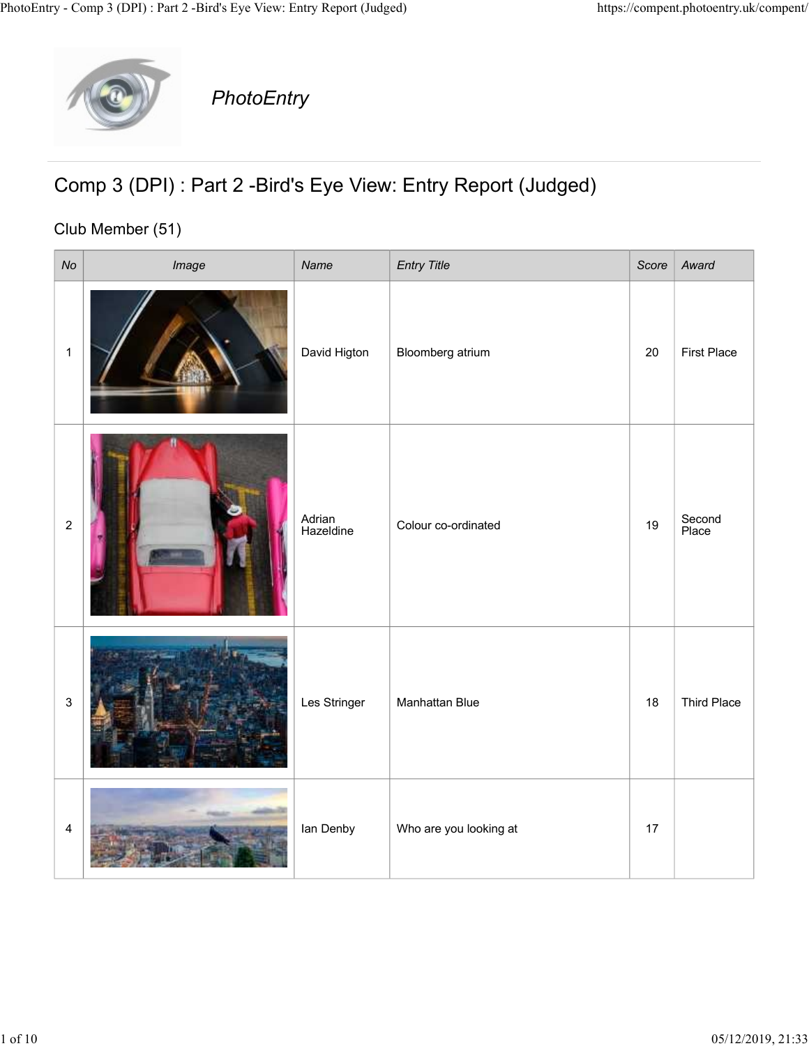PhotoEntry

# Comp 3 (DPI) : Part 2 -Bird's Eye View: Entry Report (Judged)

## Club Member (51)

| No | Image | Name | Entry Title | Score | Award |
|---|---|---|---|---|---|
| 1 | | David Higton | Bloomberg atrium | 20 | First Place |
| 2 | | Adrian Hazeldine | Colour co-ordinated | 19 | Second Place |
| 3 | | Les Stringer | Manhattan Blue | 18 | Third Place |
| 4 | | Ian Denby | Who are you looking at | 17 | |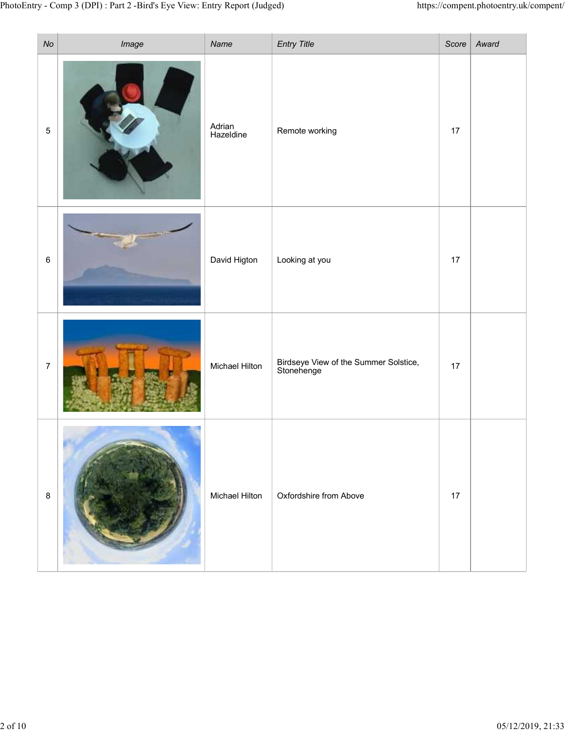| No | Image | Name | Entry Title | Score | Award |
| --- | --- | --- | --- | --- | --- |
| 5 | | Adrian Hazeldine | Remote working | 17 | |
| 6 | | David Higton | Looking at you | 17 | |
| 7 | | Michael Hilton | Birdseye View of the Summer Solstice, Stonehenge | 17 | |
| 8 | | Michael Hilton | Oxfordshire from Above | 17 | |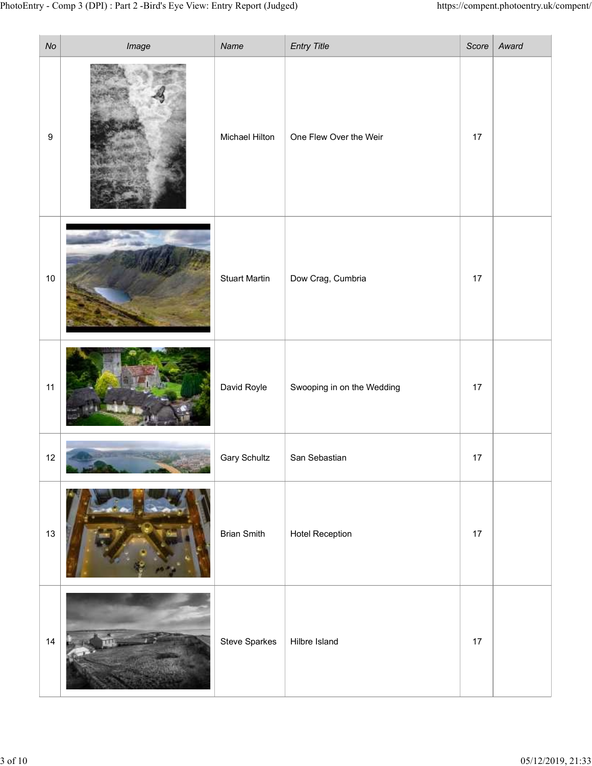| No | Image | Name | Entry Title | Score | Award |
| --- | --- | --- | --- | --- | --- |
| 9 | | Michael Hilton | One Flew Over the Weir | 17 | |
| 10 | | Stuart Martin | Dow Crag, Cumbria | 17 | |
| 11 | | David Royle | Swooping in on the Wedding | 17 | |
| 12 | | Gary Schultz | San Sebastian | 17 | |
| 13 | | Brian Smith | Hotel Reception | 17 | |
| 14 | | Steve Sparkes | Hilbre Island | 17 | |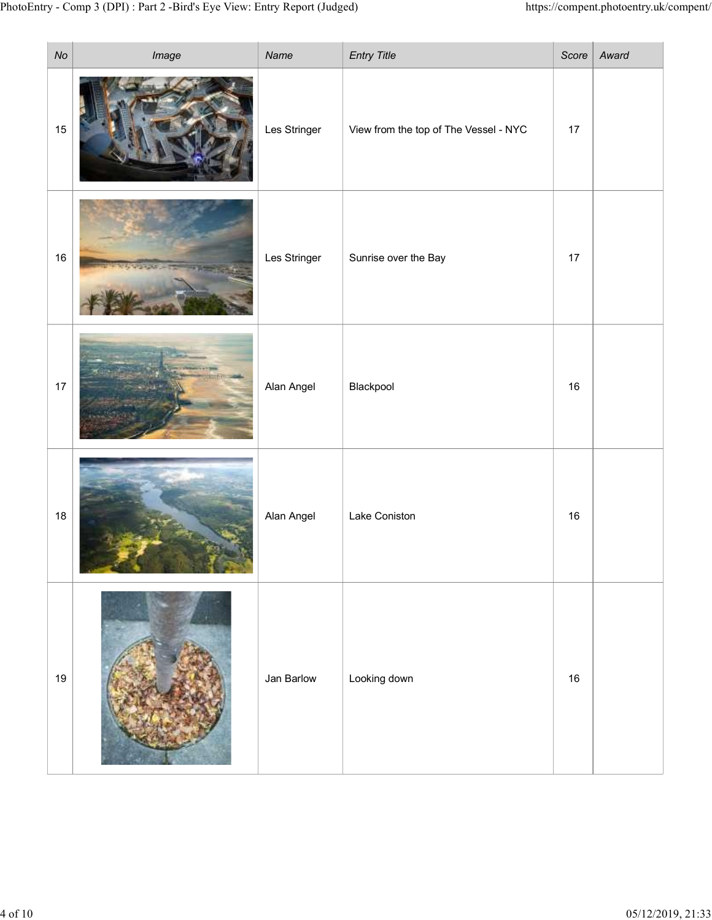| No | Image | Name | Entry Title | Score | Award |
|---|---|---|---|---|---|
| 15 | | Les Stringer | View from the top of The Vessel - NYC | 17 | |
| 16 | | Les Stringer | Sunrise over the Bay | 17 | |
| 17 | | Alan Angel | Blackpool | 16 | |
| 18 | | Alan Angel | Lake Coniston | 16 | |
| 19 | | Jan Barlow | Looking down | 16 | |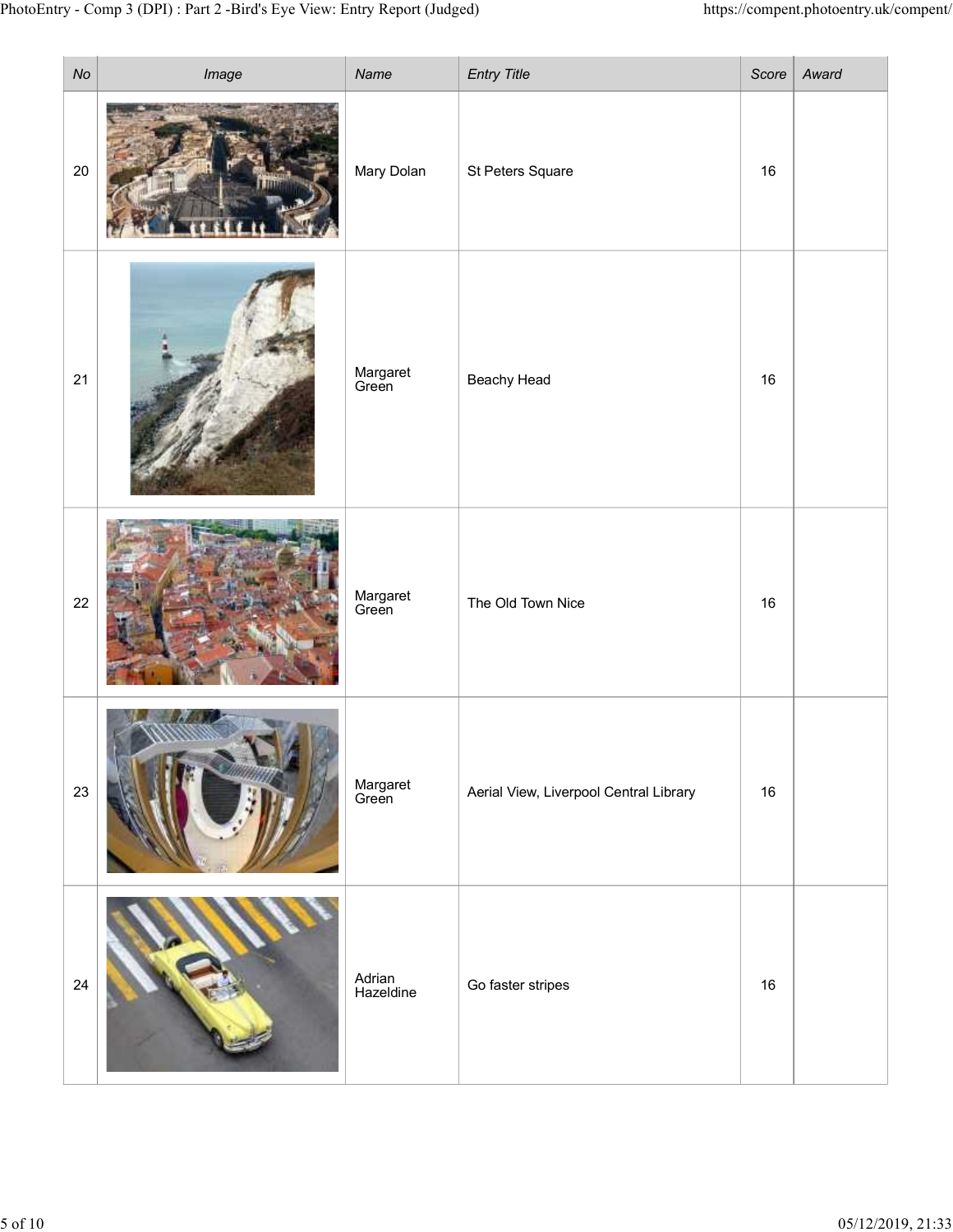| No | Image | Name | Entry Title | Score | Award |
|---|---|---|---|---|---|
| 20 | | Mary Dolan | St Peters Square | 16 | |
| 21 | | Margaret Green | Beachy Head | 16 | |
| 22 | | Margaret Green | The Old Town Nice | 16 | |
| 23 | | Margaret Green | Aerial View, Liverpool Central Library | 16 | |
| 24 | | Adrian Hazeldine | Go faster stripes | 16 | |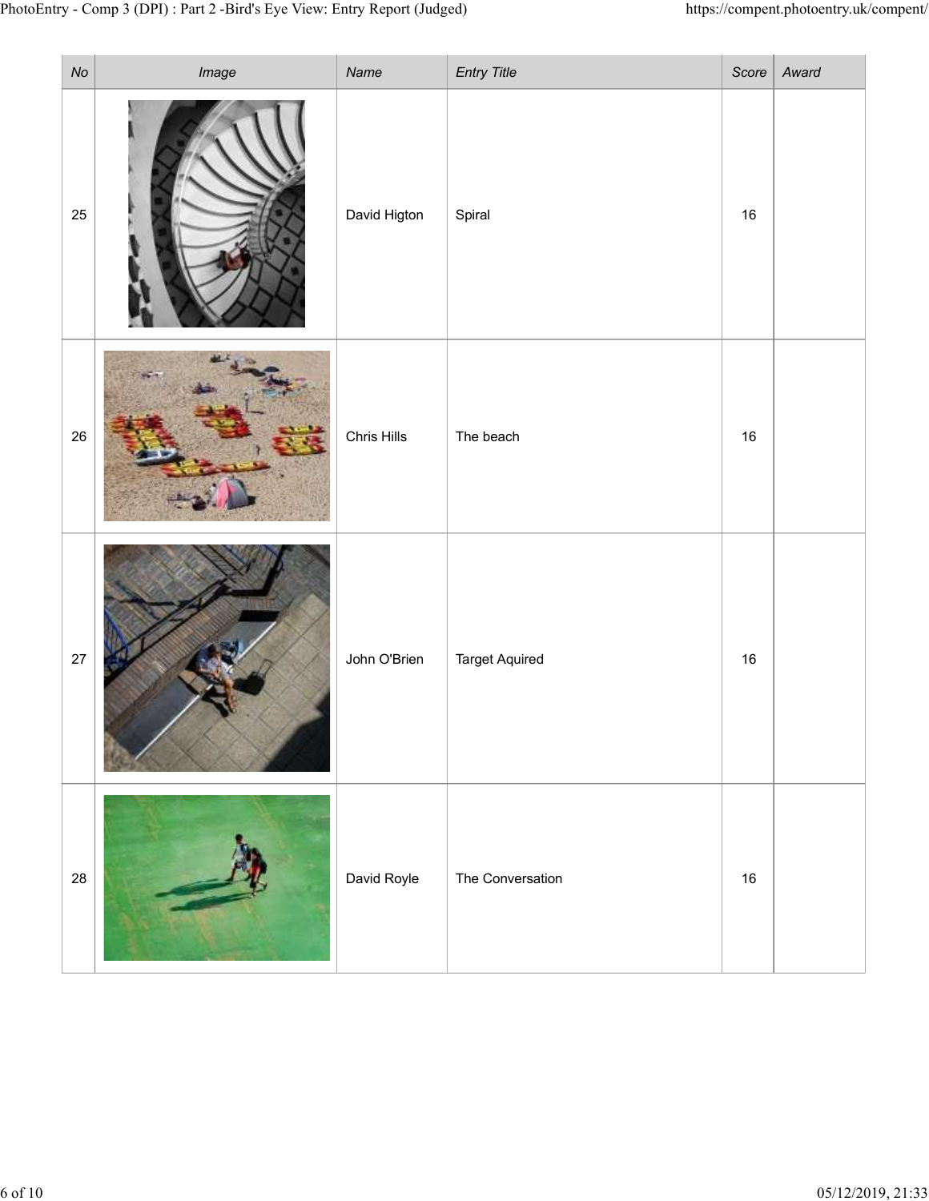| No | Image | Name | Entry Title | Score | Award |
|---|---|---|---|---|---|
| 25 | | David Higton | Spiral | 16 | |
| 26 | | Chris Hills | The beach | 16 | |
| 27 | | John O'Brien | Target Aquired | 16 | |
| 28 | | David Royle | The Conversation | 16 | |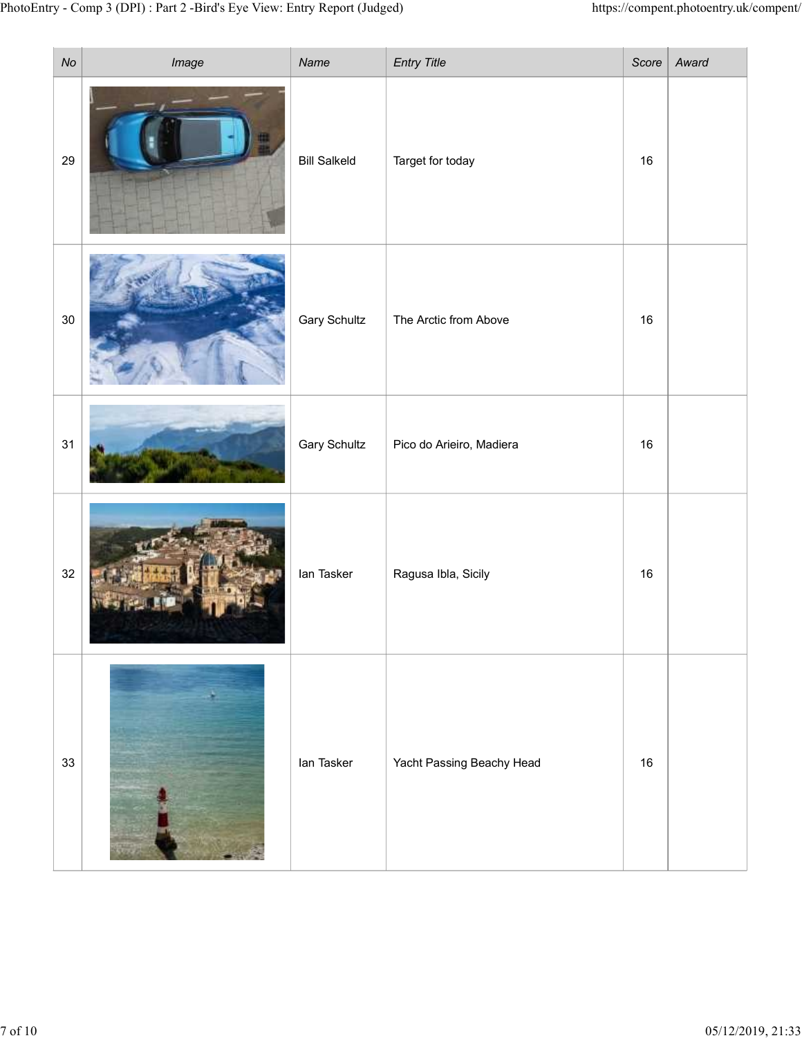| No | Image | Name | Entry Title | Score | Award |
|---|---|---|---|---|---|
| 29 | | Bill Salkeld | Target for today | 16 | |
| 30 | | Gary Schultz | The Arctic from Above | 16 | |
| 31 | | Gary Schultz | Pico do Arieiro, Madiera | 16 | |
| 32 | | Ian Tasker | Ragusa Ibla, Sicily | 16 | |
| 33 | | Ian Tasker | Yacht Passing Beachy Head | 16 | |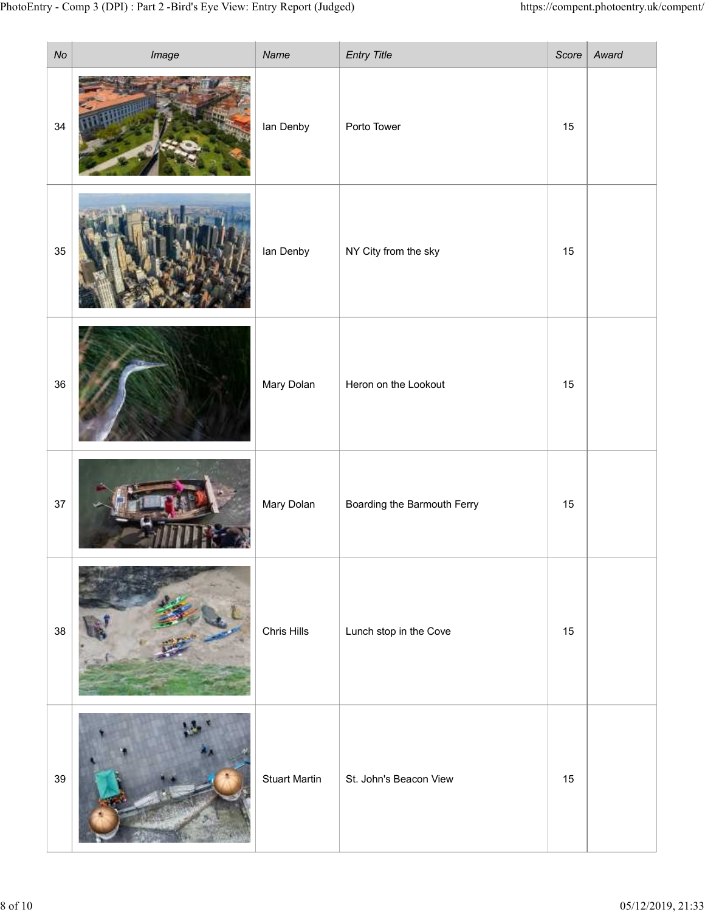| No | Image | Name | Entry Title | Score | Award |
| --- | --- | --- | --- | --- | --- |
| 34 | | Ian Denby | Porto Tower | 15 | |
| 35 | | Ian Denby | NY City from the sky | 15 | |
| 36 | | Mary Dolan | Heron on the Lookout | 15 | |
| 37 | | Mary Dolan | Boarding the Barmouth Ferry | 15 | |
| 38 | | Chris Hills | Lunch stop in the Cove | 15 | |
| 39 | | Stuart Martin | St. John's Beacon View | 15 | |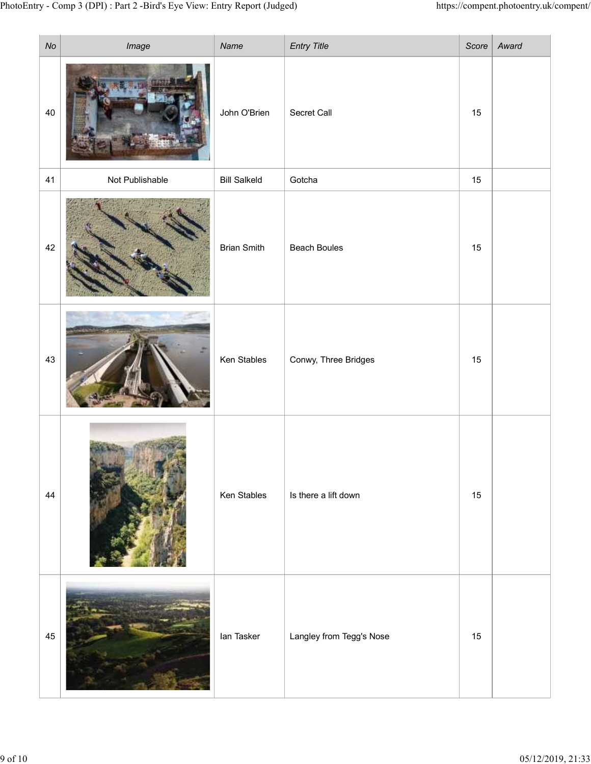| No | Image | Name | Entry Title | Score | Award |
|---|---|---|---|---|---|
| 40 | | John O'Brien | Secret Call | 15 | |
| 41 | Not Publishable | Bill Salkeld | Gotcha | 15 | |
| 42 | | Brian Smith | Beach Boules | 15 | |
| 43 | | Ken Stables | Conwy, Three Bridges | 15 | |
| 44 | | Ken Stables | Is there a lift down | 15 | |
| 45 | | Ian Tasker | Langley from Tegg's Nose | 15 | |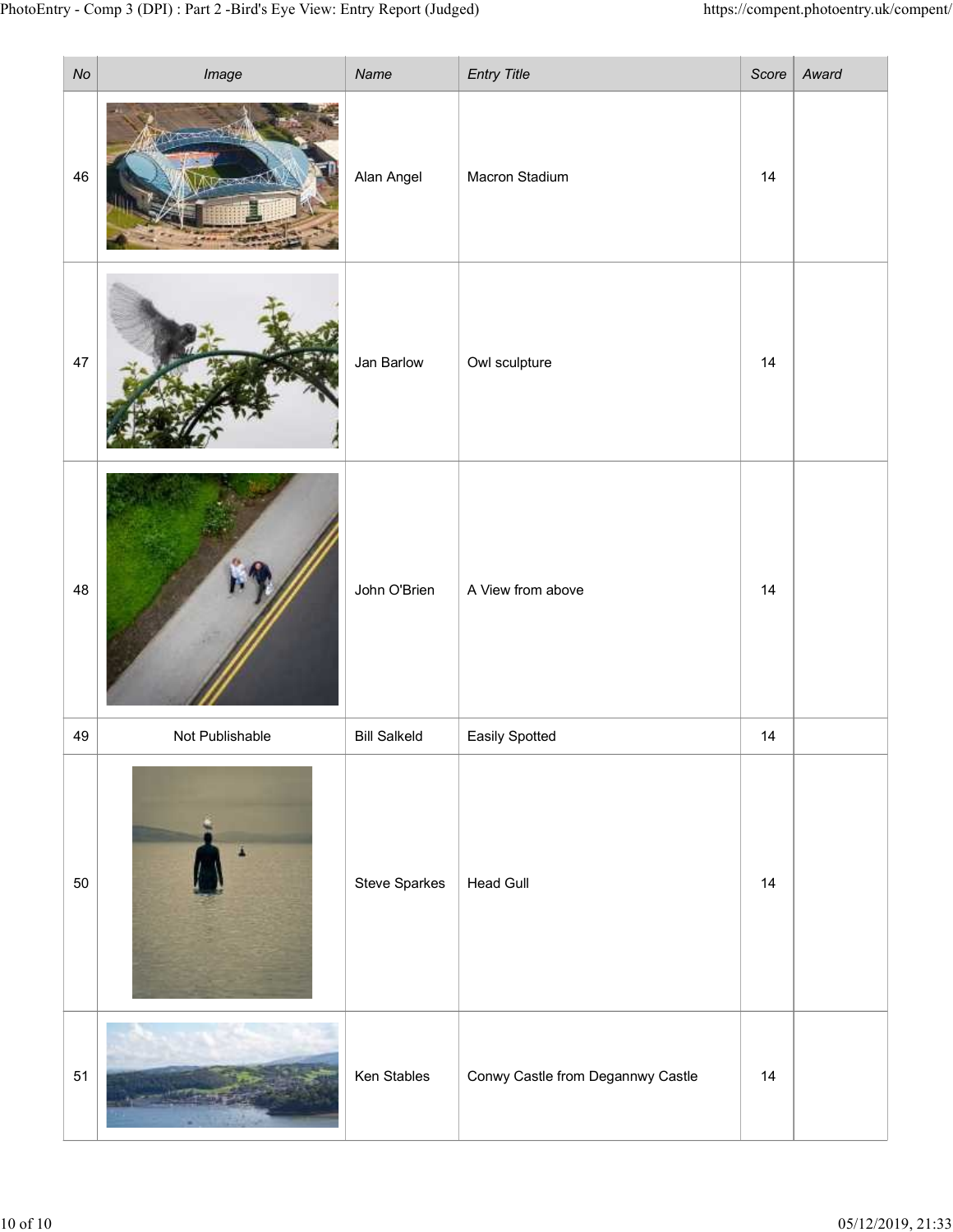| No | Image | Name | Entry Title | Score | Award |
|---|---|---|---|---|---|
| 46 | | Alan Angel | Macron Stadium | 14 | |
| 47 | | Jan Barlow | Owl sculpture | 14 | |
| 48 | | John O'Brien | A View from above | 14 | |
| 49 | Not Publishable | Bill Salkeld | Easily Spotted | 14 | |
| 50 | | Steve Sparkes | Head Gull | 14 | |
| 51 | | Ken Stables | Conwy Castle from Degannwy Castle | 14 | |